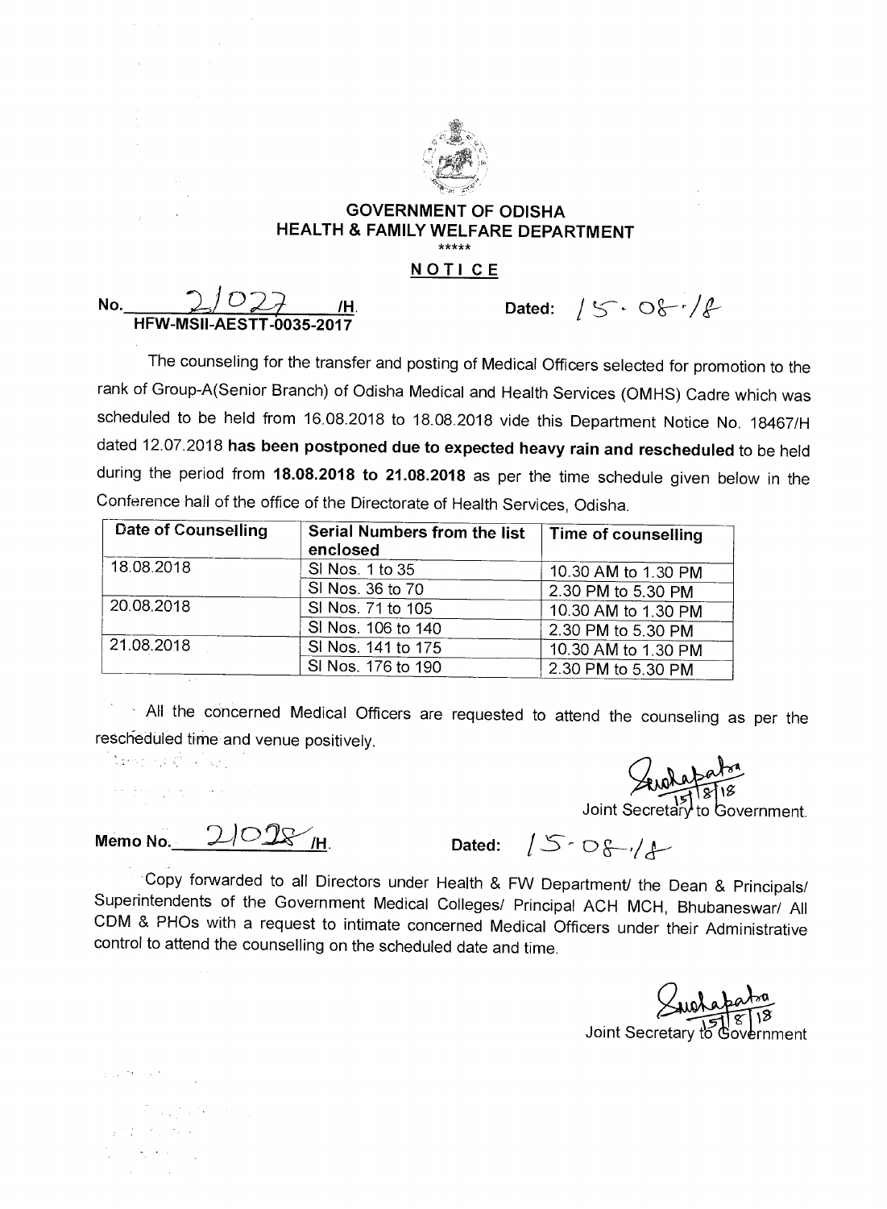# GOVERNMENT OF ODISHA
## HEALTH & FAMILY WELFARE DEPARTMENT

\*\*\*\*\*

**NOTICE**

No. 21027 /H. Dated: 15.08.18
**HFW-MSII-AESTT-0035-2017**

The counseling for the transfer and posting of Medical Officers selected for promotion to the rank of Group-A(Senior Branch) of Odisha Medical and Health Services (OMHS) Cadre which was scheduled to be held from 16.08.2018 to 18.08.2018 vide this Department Notice No. 18467/H dated 12.07.2018 **has been postponed due to expected heavy rain and rescheduled** to be held during the period from **18.08.2018 to 21.08.2018** as per the time schedule given below in the Conference hall of the office of the Directorate of Health Services, Odisha.

| Date of Counselling | Serial Numbers from the list enclosed | Time of counselling |
|---|---|---|
| 18.08.2018 | Sl Nos. 1 to 35 | 10.30 AM to 1.30 PM |
| | Sl Nos. 36 to 70 | 2.30 PM to 5.30 PM |
| 20.08.2018 | Sl Nos. 71 to 105 | 10.30 AM to 1.30 PM |
| | Sl Nos. 106 to 140 | 2.30 PM to 5.30 PM |
| 21.08.2018 | Sl Nos. 141 to 175 | 10.30 AM to 1.30 PM |
| | Sl Nos. 176 to 190 | 2.30 PM to 5.30 PM |

All the concerned Medical Officers are requested to attend the counseling as per the rescheduled time and venue positively.

Sd/- 15/8/18
Joint Secretary to Government.

Memo No. 21028 /H. Dated: 15.08.18

Copy forwarded to all Directors under Health & FW Department/ the Dean & Principals/ Superintendents of the Government Medical Colleges/ Principal ACH MCH, Bhubaneswar/ All CDM & PHOs with a request to intimate concerned Medical Officers under their Administrative control to attend the counselling on the scheduled date and time.

Sd/- 15/8/18
Joint Secretary to Government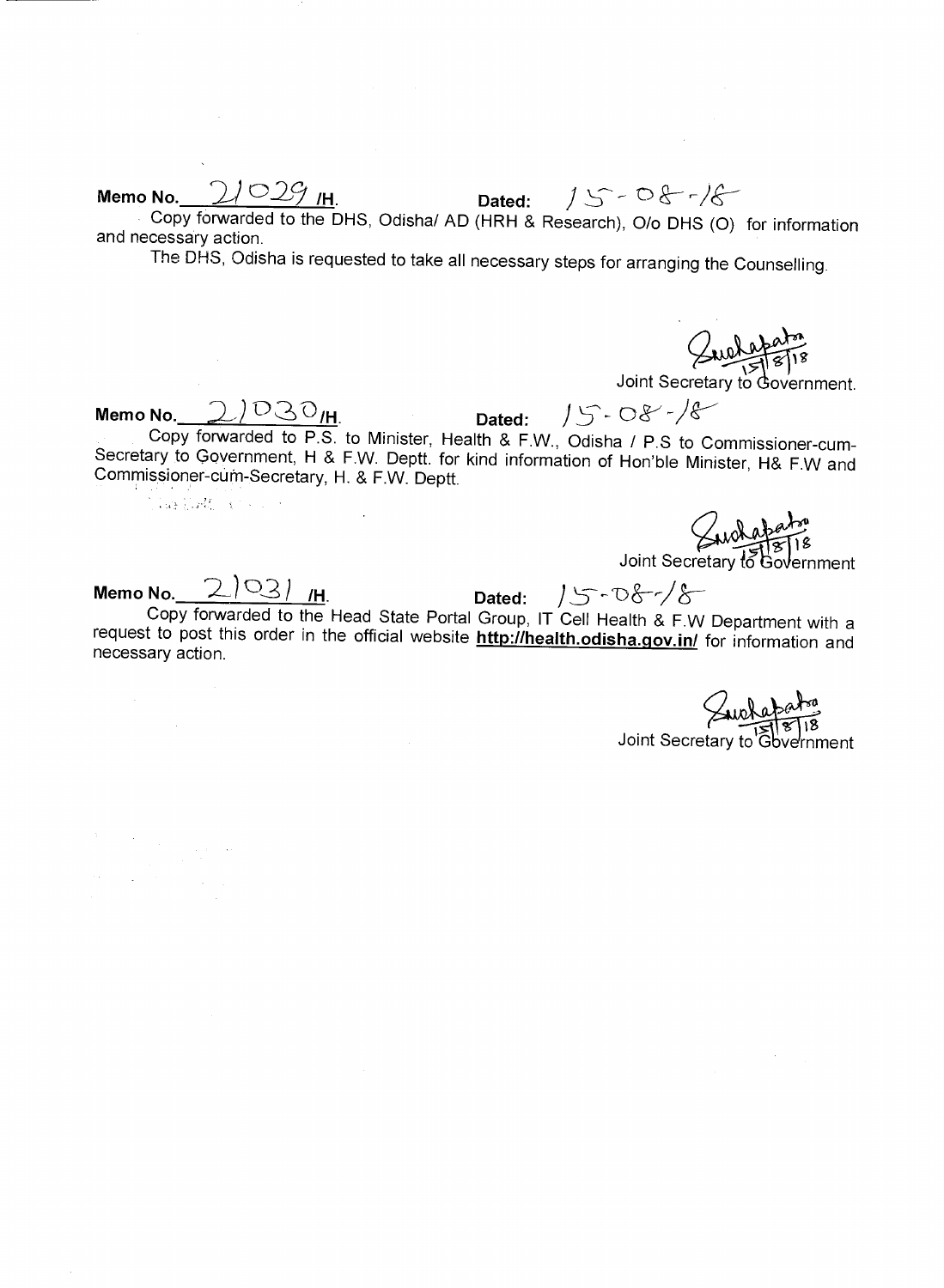**Memo No.** 21029 **/H.** **Dated:** 15-08-18

Copy forwarded to the DHS, Odisha/ AD (HRH & Research), O/o DHS (O) for information and necessary action.

The DHS, Odisha is requested to take all necessary steps for arranging the Counselling.

Sd/- 15/8/18
Joint Secretary to Government.

**Memo No.** 21030 **/H.** **Dated:** 15-08-18

Copy forwarded to P.S. to Minister, Health & F.W., Odisha / P.S to Commissioner-cum-Secretary to Government, H & F.W. Deptt. for kind information of Hon'ble Minister, H& F.W and Commissioner-cum-Secretary, H. & F.W. Deptt.

Sd/- 15/8/18
Joint Secretary to Government

**Memo No.** 21031 **/H.** **Dated:** 15-08-18

Copy forwarded to the Head State Portal Group, IT Cell Health & F.W Department with a request to post this order in the official website **http://health.odisha.gov.in/** for information and necessary action.

Sd/- 15/8/18
Joint Secretary to Government